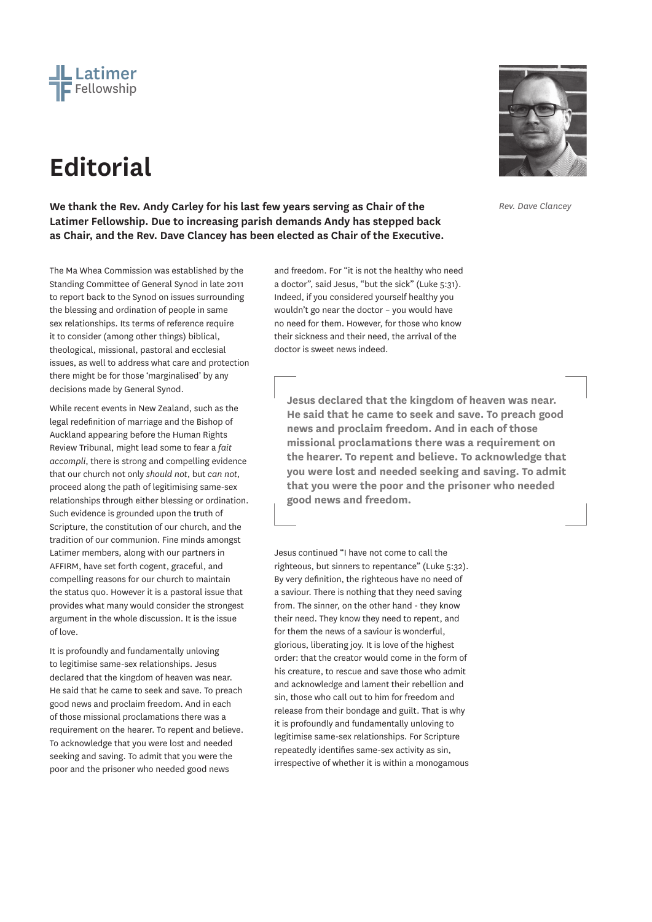Latimer Fellowship

# Editorial

**We thank the Rev. Andy Carley for his last few years serving as Chair of the Latimer Fellowship. Due to increasing parish demands Andy has stepped back as Chair, and the Rev. Dave Clancey has been elected as Chair of the Executive.**

*Rev. Dave Clancey*

The Ma Whea Commission was established by the Standing Committee of General Synod in late 2011 to report back to the Synod on issues surrounding the blessing and ordination of people in same sex relationships. Its terms of reference require it to consider (among other things) biblical, theological, missional, pastoral and ecclesial issues, as well to address what care and protection there might be for those 'marginalised' by any decisions made by General Synod.

While recent events in New Zealand, such as the legal redefinition of marriage and the Bishop of Auckland appearing before the Human Rights Review Tribunal, might lead some to fear a *fait accompli*, there is strong and compelling evidence that our church not only *should not*, but *can not*, proceed along the path of legitimising same-sex relationships through either blessing or ordination. Such evidence is grounded upon the truth of Scripture, the constitution of our church, and the tradition of our communion. Fine minds amongst Latimer members, along with our partners in AFFIRM, have set forth cogent, graceful, and compelling reasons for our church to maintain the status quo. However it is a pastoral issue that provides what many would consider the strongest argument in the whole discussion. It is the issue of love.

It is profoundly and fundamentally unloving to legitimise same-sex relationships. Jesus declared that the kingdom of heaven was near. He said that he came to seek and save. To preach good news and proclaim freedom. And in each of those missional proclamations there was a requirement on the hearer. To repent and believe. To acknowledge that you were lost and needed seeking and saving. To admit that you were the poor and the prisoner who needed good news and freedom. For "it is not the healthy who need a doctor", said Jesus, "but the sick" (Luke 5:31). Indeed, if you considered yourself healthy you wouldn't go near the doctor – you would have no need for them. However, for those who know their sickness and their need, the arrival of the doctor is sweet news indeed.

> **Jesus declared that the kingdom of heaven was near. He said that he came to seek and save. To preach good news and proclaim freedom. And in each of those missional proclamations there was a requirement on the hearer. To repent and believe. To acknowledge that you were lost and needed seeking and saving. To admit that you were the poor and the prisoner who needed good news and freedom.**

Jesus continued "I have not come to call the righteous, but sinners to repentance" (Luke 5:32). By very definition, the righteous have no need of a saviour. There is nothing that they need saving from. The sinner, on the other hand - they know their need. They know they need to repent, and for them the news of a saviour is wonderful, glorious, liberating joy. It is love of the highest order: that the creator would come in the form of his creature, to rescue and save those who admit and acknowledge and lament their rebellion and sin, those who call out to him for freedom and release from their bondage and guilt. That is why it is profoundly and fundamentally unloving to legitimise same-sex relationships. For Scripture repeatedly identifies same-sex activity as sin, irrespective of whether it is within a monogamous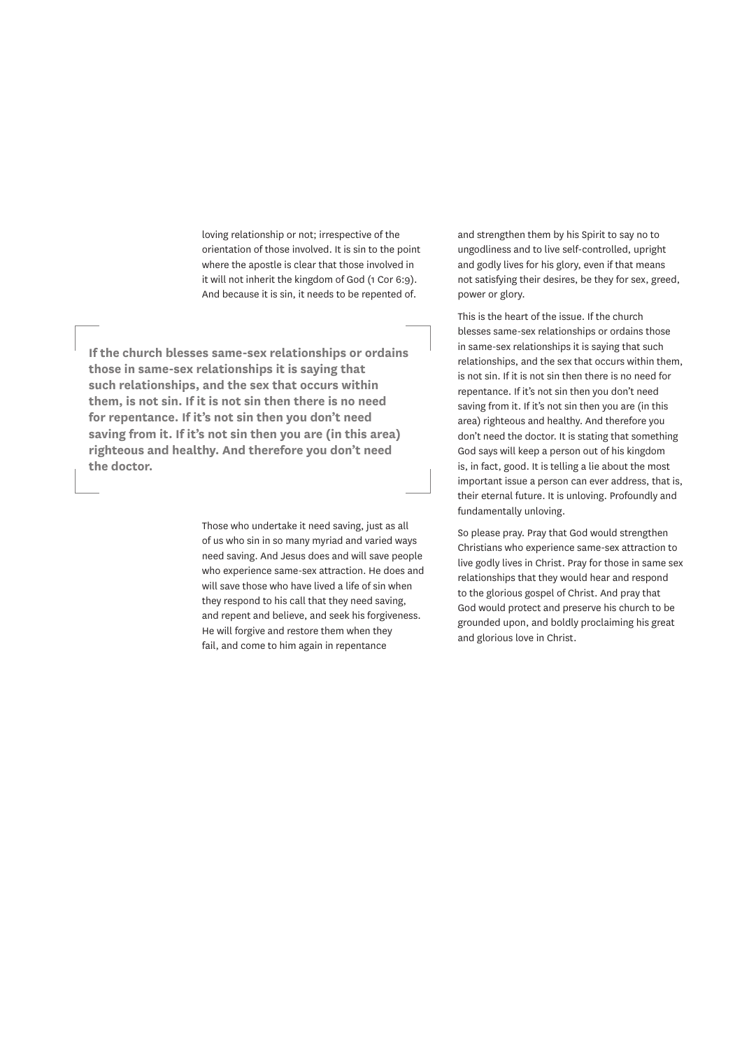loving relationship or not; irrespective of the orientation of those involved. It is sin to the point where the apostle is clear that those involved in it will not inherit the kingdom of God (1 Cor 6:9). And because it is sin, it needs to be repented of.

> **If the church blesses same-sex relationships or ordains those in same-sex relationships it is saying that such relationships, and the sex that occurs within them, is not sin. If it is not sin then there is no need for repentance. If it's not sin then you don't need saving from it. If it's not sin then you are (in this area) righteous and healthy. And therefore you don't need the doctor.**

Those who undertake it need saving, just as all of us who sin in so many myriad and varied ways need saving. And Jesus does and will save people who experience same-sex attraction. He does and will save those who have lived a life of sin when they respond to his call that they need saving, and repent and believe, and seek his forgiveness. He will forgive and restore them when they fail, and come to him again in repentance and strengthen them by his Spirit to say no to ungodliness and to live self-controlled, upright and godly lives for his glory, even if that means not satisfying their desires, be they for sex, greed, power or glory.

This is the heart of the issue. If the church blesses same-sex relationships or ordains those in same-sex relationships it is saying that such relationships, and the sex that occurs within them, is not sin. If it is not sin then there is no need for repentance. If it's not sin then you don't need saving from it. If it's not sin then you are (in this area) righteous and healthy. And therefore you don't need the doctor. It is stating that something God says will keep a person out of his kingdom is, in fact, good. It is telling a lie about the most important issue a person can ever address, that is, their eternal future. It is unloving. Profoundly and fundamentally unloving.

So please pray. Pray that God would strengthen Christians who experience same-sex attraction to live godly lives in Christ. Pray for those in same sex relationships that they would hear and respond to the glorious gospel of Christ. And pray that God would protect and preserve his church to be grounded upon, and boldly proclaiming his great and glorious love in Christ.